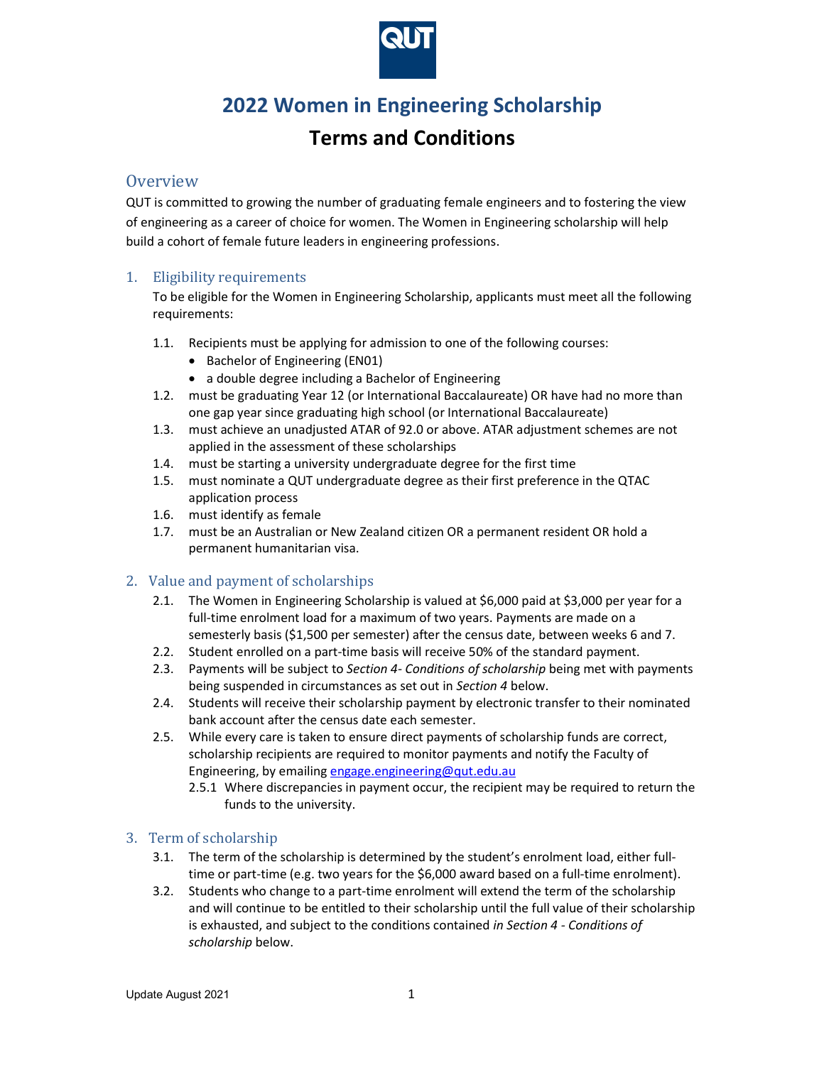# 2022 Women in Engineering Scholarship

# Terms and Conditions

## Overview

QUT is committed to growing the number of graduating female engineers and to fostering the view of engineering as a career of choice for women. The Women in Engineering scholarship will help build a cohort of female future leaders in engineering professions.

### 1. Eligibility requirements

To be eligible for the Women in Engineering Scholarship, applicants must meet all the following requirements:

1.1. Recipients must be applying for admission to one of the following courses:
- Bachelor of Engineering (EN01)
- a double degree including a Bachelor of Engineering

1.2. must be graduating Year 12 (or International Baccalaureate) OR have had no more than one gap year since graduating high school (or International Baccalaureate)

1.3. must achieve an unadjusted ATAR of 92.0 or above. ATAR adjustment schemes are not applied in the assessment of these scholarships

1.4. must be starting a university undergraduate degree for the first time

1.5. must nominate a QUT undergraduate degree as their first preference in the QTAC application process

1.6. must identify as female

1.7. must be an Australian or New Zealand citizen OR a permanent resident OR hold a permanent humanitarian visa.

### 2. Value and payment of scholarships

2.1. The Women in Engineering Scholarship is valued at $6,000 paid at $3,000 per year for a full-time enrolment load for a maximum of two years. Payments are made on a semesterly basis ($1,500 per semester) after the census date, between weeks 6 and 7.

2.2. Student enrolled on a part-time basis will receive 50% of the standard payment.

2.3. Payments will be subject to *Section 4- Conditions of scholarship* being met with payments being suspended in circumstances as set out in *Section 4* below.

2.4. Students will receive their scholarship payment by electronic transfer to their nominated bank account after the census date each semester.

2.5. While every care is taken to ensure direct payments of scholarship funds are correct, scholarship recipients are required to monitor payments and notify the Faculty of Engineering, by emailing engage.engineering@qut.edu.au

2.5.1 Where discrepancies in payment occur, the recipient may be required to return the funds to the university.

### 3. Term of scholarship

3.1. The term of the scholarship is determined by the student's enrolment load, either full-time or part-time (e.g. two years for the $6,000 award based on a full-time enrolment).

3.2. Students who change to a part-time enrolment will extend the term of the scholarship and will continue to be entitled to their scholarship until the full value of their scholarship is exhausted, and subject to the conditions contained *in Section 4 - Conditions of scholarship* below.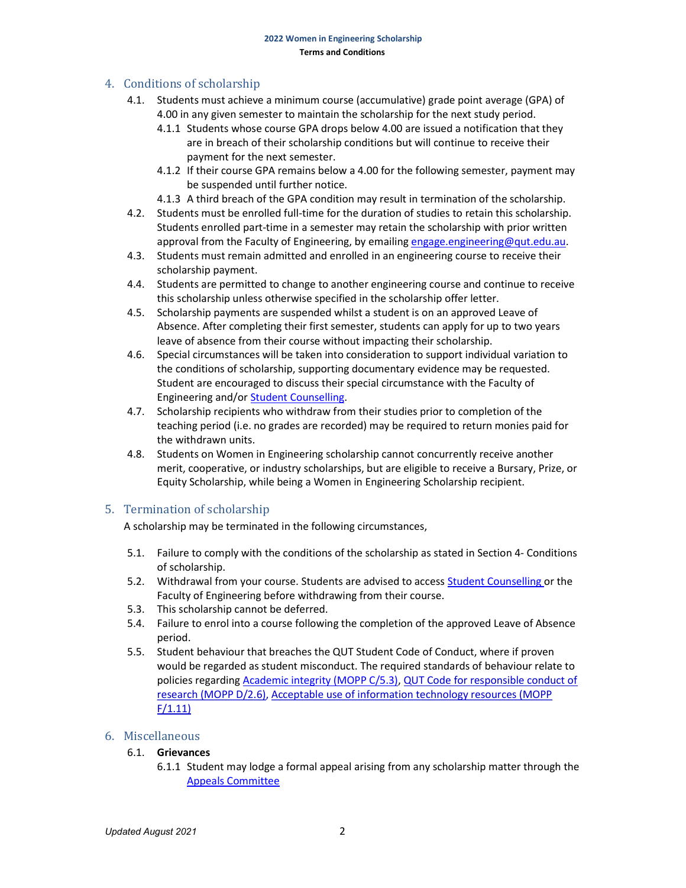## 4. Conditions of scholarship

4.1. Students must achieve a minimum course (accumulative) grade point average (GPA) of 4.00 in any given semester to maintain the scholarship for the next study period.

  4.1.1 Students whose course GPA drops below 4.00 are issued a notification that they are in breach of their scholarship conditions but will continue to receive their payment for the next semester.

  4.1.2 If their course GPA remains below a 4.00 for the following semester, payment may be suspended until further notice.

  4.1.3 A third breach of the GPA condition may result in termination of the scholarship.

4.2. Students must be enrolled full-time for the duration of studies to retain this scholarship. Students enrolled part-time in a semester may retain the scholarship with prior written approval from the Faculty of Engineering, by emailing engage.engineering@qut.edu.au.

4.3. Students must remain admitted and enrolled in an engineering course to receive their scholarship payment.

4.4. Students are permitted to change to another engineering course and continue to receive this scholarship unless otherwise specified in the scholarship offer letter.

4.5. Scholarship payments are suspended whilst a student is on an approved Leave of Absence. After completing their first semester, students can apply for up to two years leave of absence from their course without impacting their scholarship.

4.6. Special circumstances will be taken into consideration to support individual variation to the conditions of scholarship, supporting documentary evidence may be requested. Student are encouraged to discuss their special circumstance with the Faculty of Engineering and/or Student Counselling.

4.7. Scholarship recipients who withdraw from their studies prior to completion of the teaching period (i.e. no grades are recorded) may be required to return monies paid for the withdrawn units.

4.8. Students on Women in Engineering scholarship cannot concurrently receive another merit, cooperative, or industry scholarships, but are eligible to receive a Bursary, Prize, or Equity Scholarship, while being a Women in Engineering Scholarship recipient.

## 5. Termination of scholarship

A scholarship may be terminated in the following circumstances,

5.1. Failure to comply with the conditions of the scholarship as stated in Section 4- Conditions of scholarship.

5.2. Withdrawal from your course. Students are advised to access Student Counselling or the Faculty of Engineering before withdrawing from their course.

5.3. This scholarship cannot be deferred.

5.4. Failure to enrol into a course following the completion of the approved Leave of Absence period.

5.5. Student behaviour that breaches the QUT Student Code of Conduct, where if proven would be regarded as student misconduct. The required standards of behaviour relate to policies regarding Academic integrity (MOPP C/5.3), QUT Code for responsible conduct of research (MOPP D/2.6), Acceptable use of information technology resources (MOPP F/1.11)

## 6. Miscellaneous

6.1. **Grievances**

  6.1.1 Student may lodge a formal appeal arising from any scholarship matter through the Appeals Committee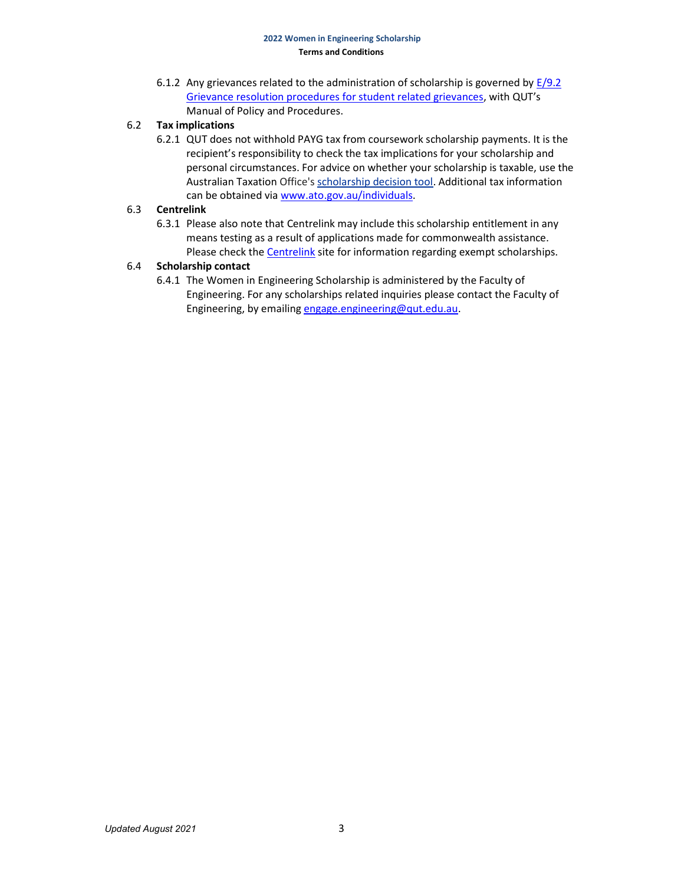6.1.2 Any grievances related to the administration of scholarship is governed by [E/9.2 Grievance resolution procedures for student related grievances](), with QUT's Manual of Policy and Procedures.

6.2 **Tax implications**

6.2.1 QUT does not withhold PAYG tax from coursework scholarship payments. It is the recipient's responsibility to check the tax implications for your scholarship and personal circumstances. For advice on whether your scholarship is taxable, use the Australian Taxation Office's scholarship decision tool. Additional tax information can be obtained via www.ato.gov.au/individuals.

6.3 **Centrelink**

6.3.1 Please also note that Centrelink may include this scholarship entitlement in any means testing as a result of applications made for commonwealth assistance. Please check the Centrelink site for information regarding exempt scholarships.

6.4 **Scholarship contact**

6.4.1 The Women in Engineering Scholarship is administered by the Faculty of Engineering. For any scholarships related inquiries please contact the Faculty of Engineering, by emailing engage.engineering@qut.edu.au.

*Updated August 2021*